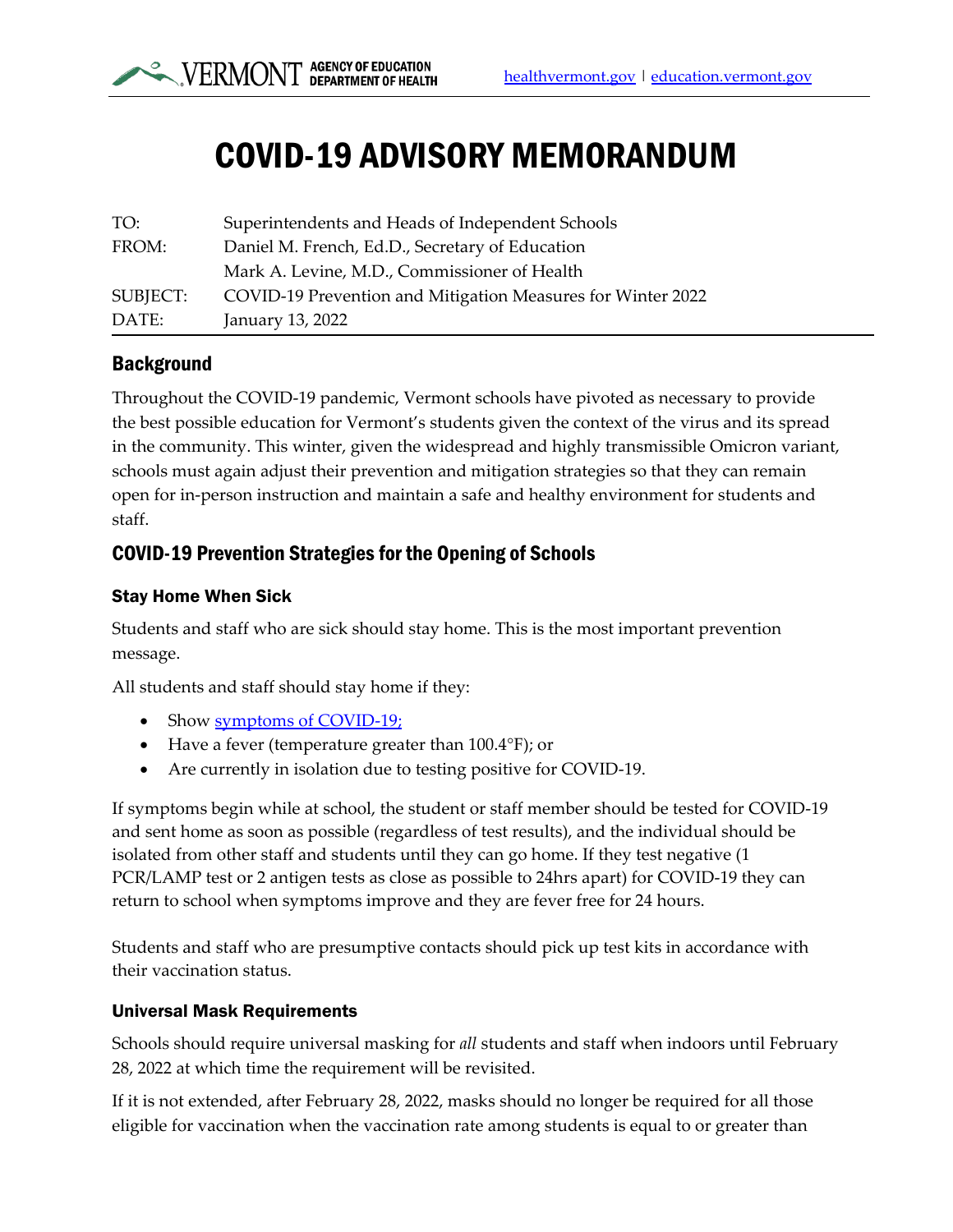# COVID-19 ADVISORY MEMORANDUM

| | |
|---|---|
| TO: | Superintendents and Heads of Independent Schools |
| FROM: | Daniel M. French, Ed.D., Secretary of Education |
| | Mark A. Levine, M.D., Commissioner of Health |
| SUBJECT: | COVID-19 Prevention and Mitigation Measures for Winter 2022 |
| DATE: | January 13, 2022 |

## Background

Throughout the COVID-19 pandemic, Vermont schools have pivoted as necessary to provide the best possible education for Vermont's students given the context of the virus and its spread in the community. This winter, given the widespread and highly transmissible Omicron variant, schools must again adjust their prevention and mitigation strategies so that they can remain open for in-person instruction and maintain a safe and healthy environment for students and staff.

## COVID-19 Prevention Strategies for the Opening of Schools

### Stay Home When Sick

Students and staff who are sick should stay home. This is the most important prevention message.

All students and staff should stay home if they:

- Show symptoms of COVID-19;
- Have a fever (temperature greater than 100.4°F); or
- Are currently in isolation due to testing positive for COVID-19.

If symptoms begin while at school, the student or staff member should be tested for COVID-19 and sent home as soon as possible (regardless of test results), and the individual should be isolated from other staff and students until they can go home. If they test negative (1 PCR/LAMP test or 2 antigen tests as close as possible to 24hrs apart) for COVID-19 they can return to school when symptoms improve and they are fever free for 24 hours.

Students and staff who are presumptive contacts should pick up test kits in accordance with their vaccination status.

### Universal Mask Requirements

Schools should require universal masking for *all* students and staff when indoors until February 28, 2022 at which time the requirement will be revisited.

If it is not extended, after February 28, 2022, masks should no longer be required for all those eligible for vaccination when the vaccination rate among students is equal to or greater than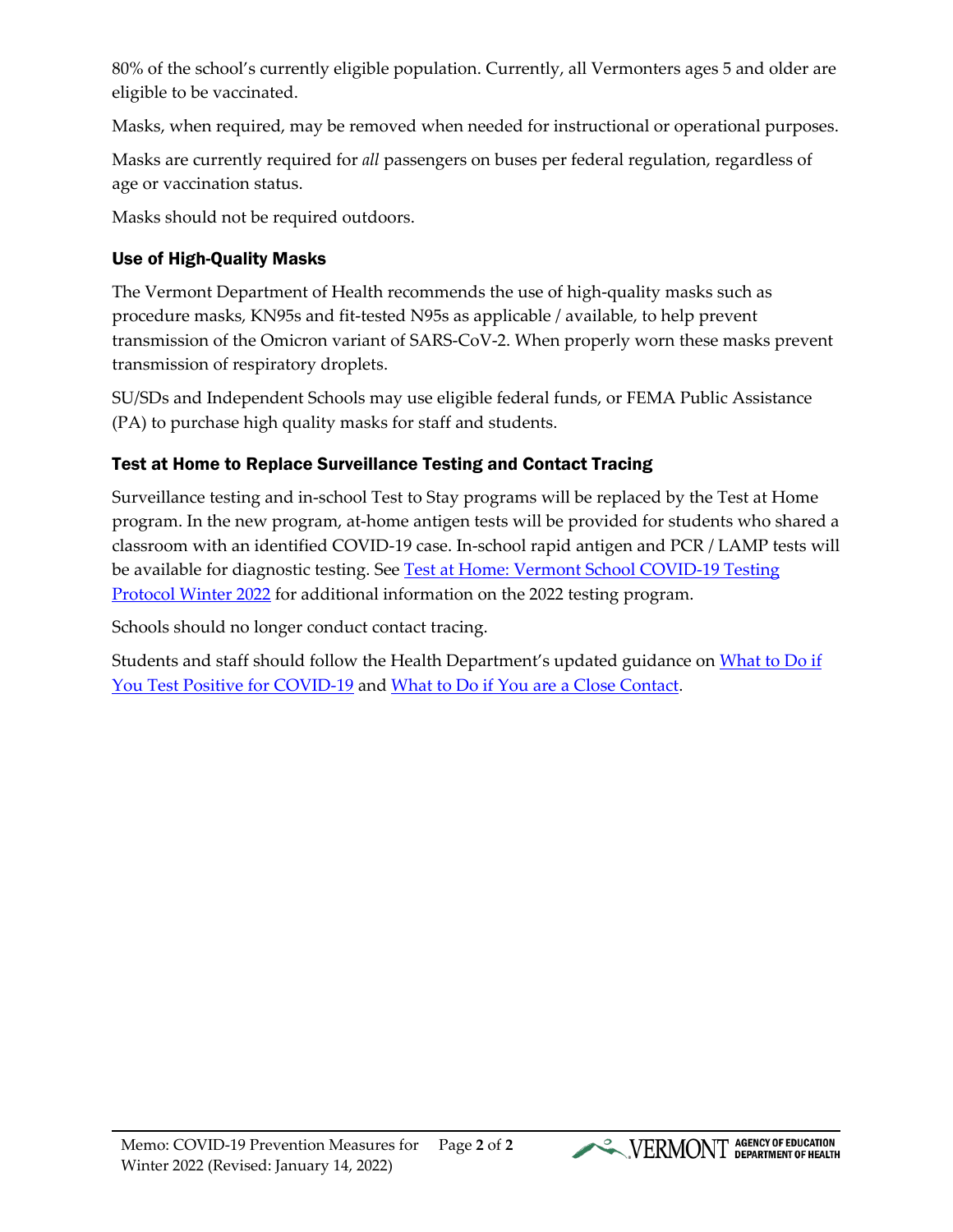80% of the school's currently eligible population. Currently, all Vermonters ages 5 and older are eligible to be vaccinated.

Masks, when required, may be removed when needed for instructional or operational purposes.

Masks are currently required for *all* passengers on buses per federal regulation, regardless of age or vaccination status.

Masks should not be required outdoors.

### Use of High-Quality Masks

The Vermont Department of Health recommends the use of high-quality masks such as procedure masks, KN95s and fit-tested N95s as applicable / available, to help prevent transmission of the Omicron variant of SARS-CoV-2. When properly worn these masks prevent transmission of respiratory droplets.

SU/SDs and Independent Schools may use eligible federal funds, or FEMA Public Assistance (PA) to purchase high quality masks for staff and students.

### Test at Home to Replace Surveillance Testing and Contact Tracing

Surveillance testing and in-school Test to Stay programs will be replaced by the Test at Home program. In the new program, at-home antigen tests will be provided for students who shared a classroom with an identified COVID-19 case. In-school rapid antigen and PCR / LAMP tests will be available for diagnostic testing. See Test at Home: Vermont School COVID-19 Testing Protocol Winter 2022 for additional information on the 2022 testing program.

Schools should no longer conduct contact tracing.

Students and staff should follow the Health Department's updated guidance on What to Do if You Test Positive for COVID-19 and What to Do if You are a Close Contact.